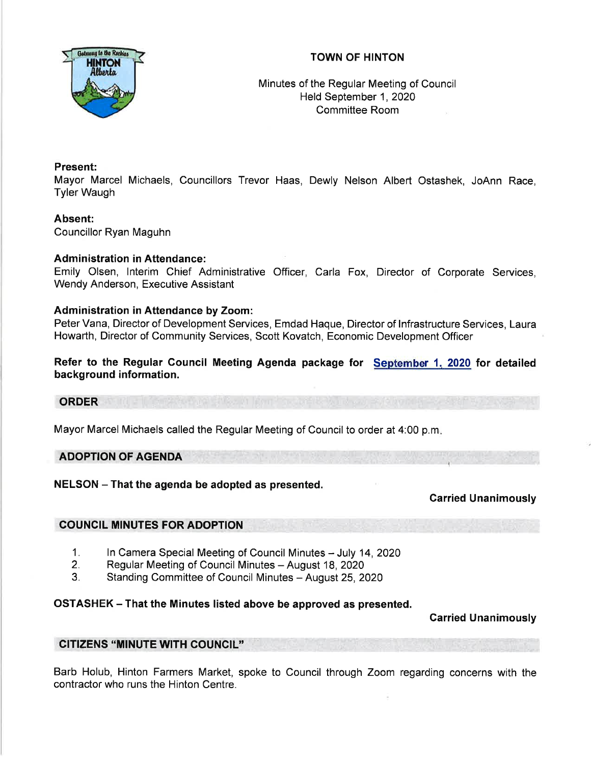# TOWN OF HINTON

Minutes of the Regular Meeting of Council
Held September 1, 2020
Committee Room

**Present:**
Mayor Marcel Michaels, Councillors Trevor Haas, Dewly Nelson Albert Ostashek, JoAnn Race, Tyler Waugh

**Absent:**
Councillor Ryan Maguhn

**Administration in Attendance:**
Emily Olsen, Interim Chief Administrative Officer, Carla Fox, Director of Corporate Services, Wendy Anderson, Executive Assistant

**Administration in Attendance by Zoom:**
Peter Vana, Director of Development Services, Emdad Haque, Director of Infrastructure Services, Laura Howarth, Director of Community Services, Scott Kovatch, Economic Development Officer

**Refer to the Regular Council Meeting Agenda package for September 1, 2020 for detailed background information.**

## ORDER

Mayor Marcel Michaels called the Regular Meeting of Council to order at 4:00 p.m.

## ADOPTION OF AGENDA

**NELSON – That the agenda be adopted as presented.**

**Carried Unanimously**

## COUNCIL MINUTES FOR ADOPTION

1. In Camera Special Meeting of Council Minutes – July 14, 2020
2. Regular Meeting of Council Minutes – August 18, 2020
3. Standing Committee of Council Minutes – August 25, 2020

**OSTASHEK – That the Minutes listed above be approved as presented.**

**Carried Unanimously**

## CITIZENS "MINUTE WITH COUNCIL"

Barb Holub, Hinton Farmers Market, spoke to Council through Zoom regarding concerns with the contractor who runs the Hinton Centre.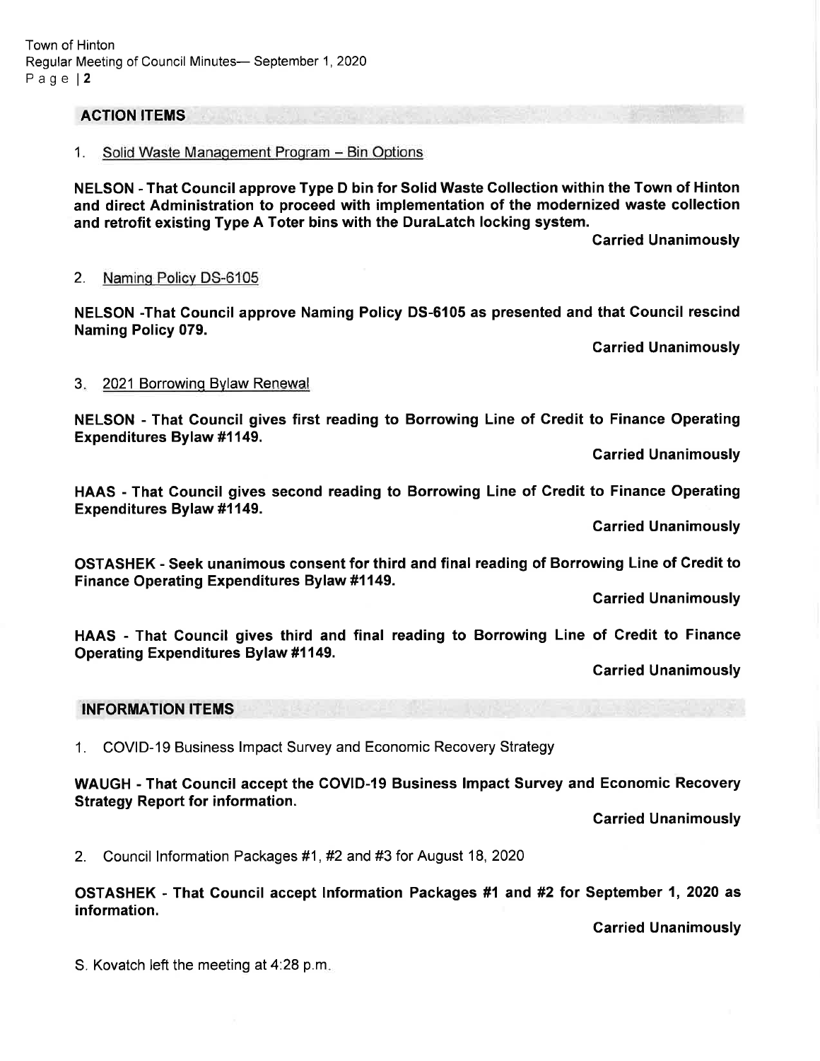## ACTION ITEMS

1. Solid Waste Management Program – Bin Options

**NELSON - That Council approve Type D bin for Solid Waste Collection within the Town of Hinton and direct Administration to proceed with implementation of the modernized waste collection and retrofit existing Type A Toter bins with the DuraLatch locking system.**

**Carried Unanimously**

2. Naming Policy DS-6105

**NELSON -That Council approve Naming Policy DS-6105 as presented and that Council rescind Naming Policy 079.**

**Carried Unanimously**

3. 2021 Borrowing Bylaw Renewal

**NELSON - That Council gives first reading to Borrowing Line of Credit to Finance Operating Expenditures Bylaw #1149.**

**Carried Unanimously**

**HAAS - That Council gives second reading to Borrowing Line of Credit to Finance Operating Expenditures Bylaw #1149.**

**Carried Unanimously**

**OSTASHEK - Seek unanimous consent for third and final reading of Borrowing Line of Credit to Finance Operating Expenditures Bylaw #1149.**

**Carried Unanimously**

**HAAS - That Council gives third and final reading to Borrowing Line of Credit to Finance Operating Expenditures Bylaw #1149.**

**Carried Unanimously**

## INFORMATION ITEMS

1. COVID-19 Business Impact Survey and Economic Recovery Strategy

**WAUGH - That Council accept the COVID-19 Business Impact Survey and Economic Recovery Strategy Report for information.**

**Carried Unanimously**

2. Council Information Packages #1, #2 and #3 for August 18, 2020

**OSTASHEK - That Council accept Information Packages #1 and #2 for September 1, 2020 as information.**

**Carried Unanimously**

S. Kovatch left the meeting at 4:28 p.m.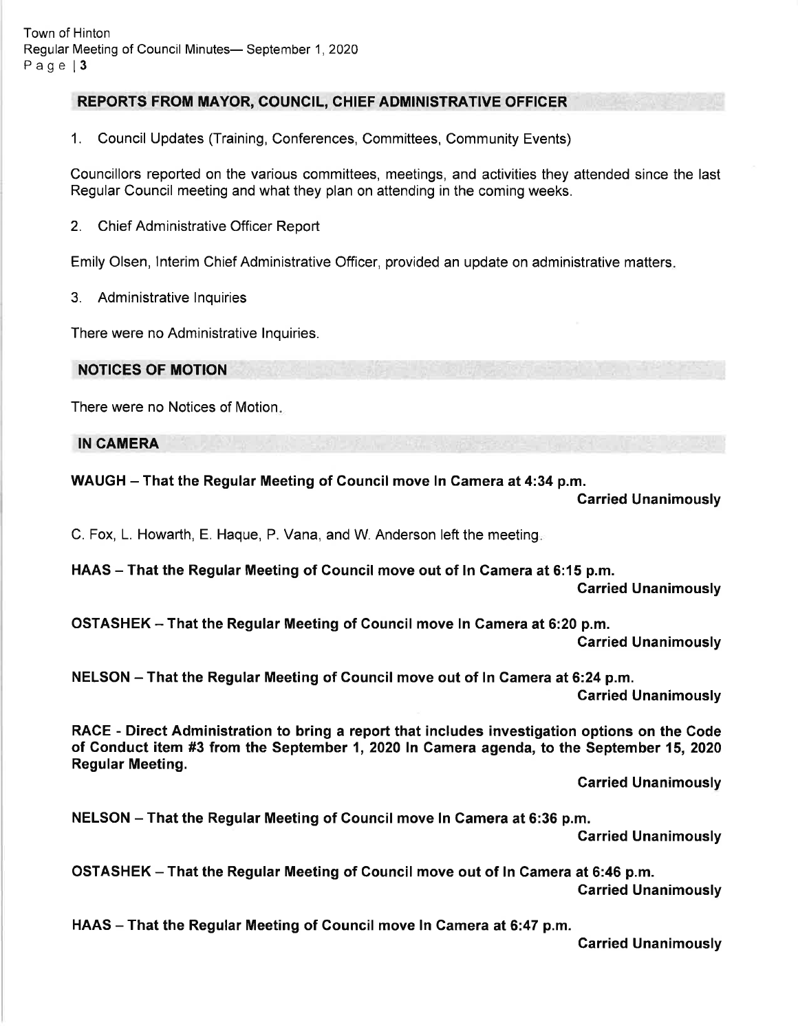## REPORTS FROM MAYOR, COUNCIL, CHIEF ADMINISTRATIVE OFFICER

1. Council Updates (Training, Conferences, Committees, Community Events)

Councillors reported on the various committees, meetings, and activities they attended since the last Regular Council meeting and what they plan on attending in the coming weeks.

2. Chief Administrative Officer Report

Emily Olsen, Interim Chief Administrative Officer, provided an update on administrative matters.

3. Administrative Inquiries

There were no Administrative Inquiries.

## NOTICES OF MOTION

There were no Notices of Motion.

## IN CAMERA

**WAUGH – That the Regular Meeting of Council move In Camera at 4:34 p.m.**

**Carried Unanimously**

C. Fox, L. Howarth, E. Haque, P. Vana, and W. Anderson left the meeting.

**HAAS – That the Regular Meeting of Council move out of In Camera at 6:15 p.m.**

**Carried Unanimously**

**OSTASHEK – That the Regular Meeting of Council move In Camera at 6:20 p.m.**

**Carried Unanimously**

**NELSON – That the Regular Meeting of Council move out of In Camera at 6:24 p.m.**

**Carried Unanimously**

**RACE - Direct Administration to bring a report that includes investigation options on the Code of Conduct item #3 from the September 1, 2020 In Camera agenda, to the September 15, 2020 Regular Meeting.**

**Carried Unanimously**

**NELSON – That the Regular Meeting of Council move In Camera at 6:36 p.m.**

**Carried Unanimously**

**OSTASHEK – That the Regular Meeting of Council move out of In Camera at 6:46 p.m.**

**Carried Unanimously**

**HAAS – That the Regular Meeting of Council move In Camera at 6:47 p.m.**

**Carried Unanimously**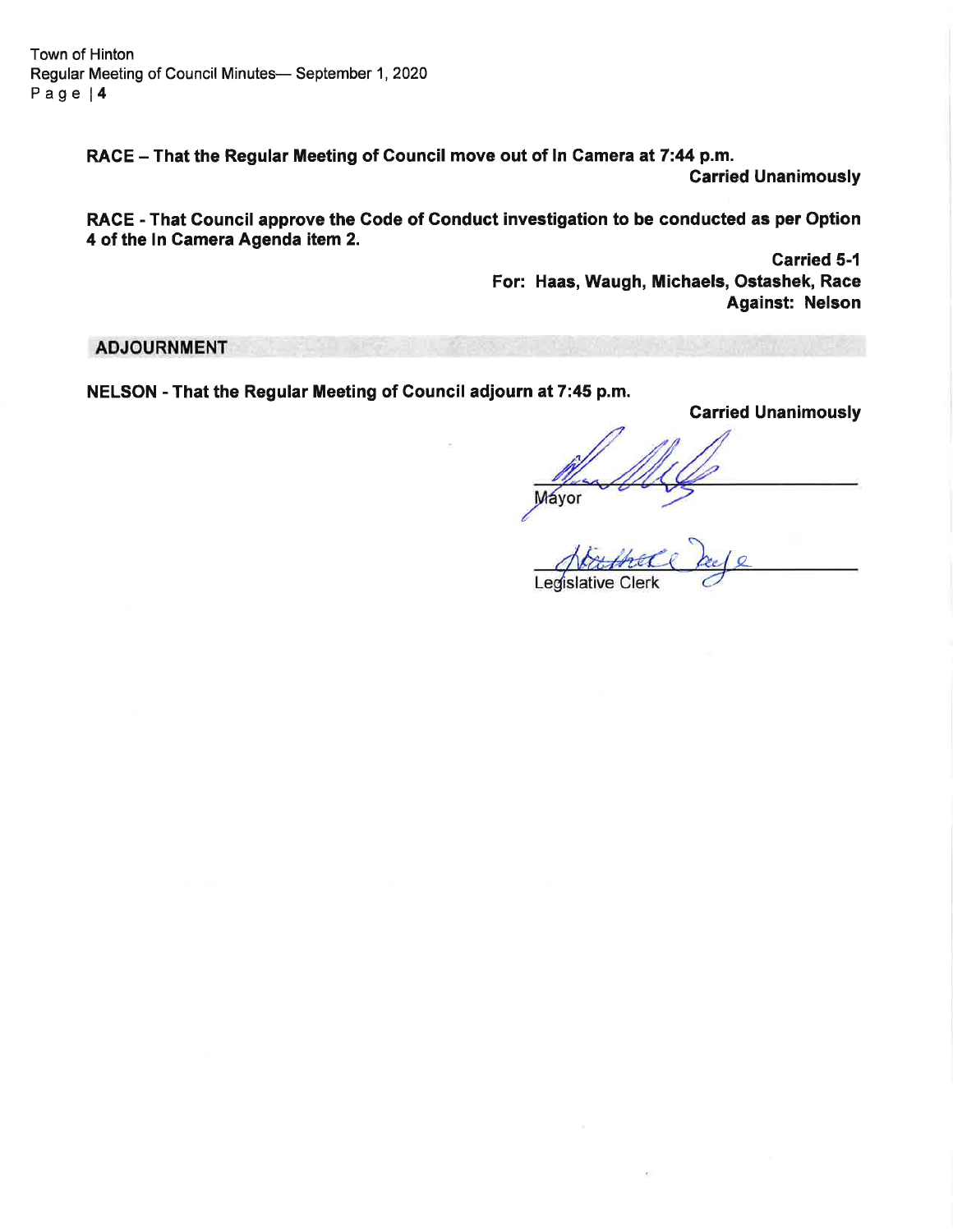**RACE – That the Regular Meeting of Council move out of In Camera at 7:44 p.m.**

**Carried Unanimously**

**RACE - That Council approve the Code of Conduct investigation to be conducted as per Option 4 of the In Camera Agenda item 2.**

**Carried 5-1**
**For: Haas, Waugh, Michaels, Ostashek, Race**
**Against: Nelson**

## ADJOURNMENT

**NELSON - That the Regular Meeting of Council adjourn at 7:45 p.m.**

**Carried Unanimously**

Mayor

Legislative Clerk